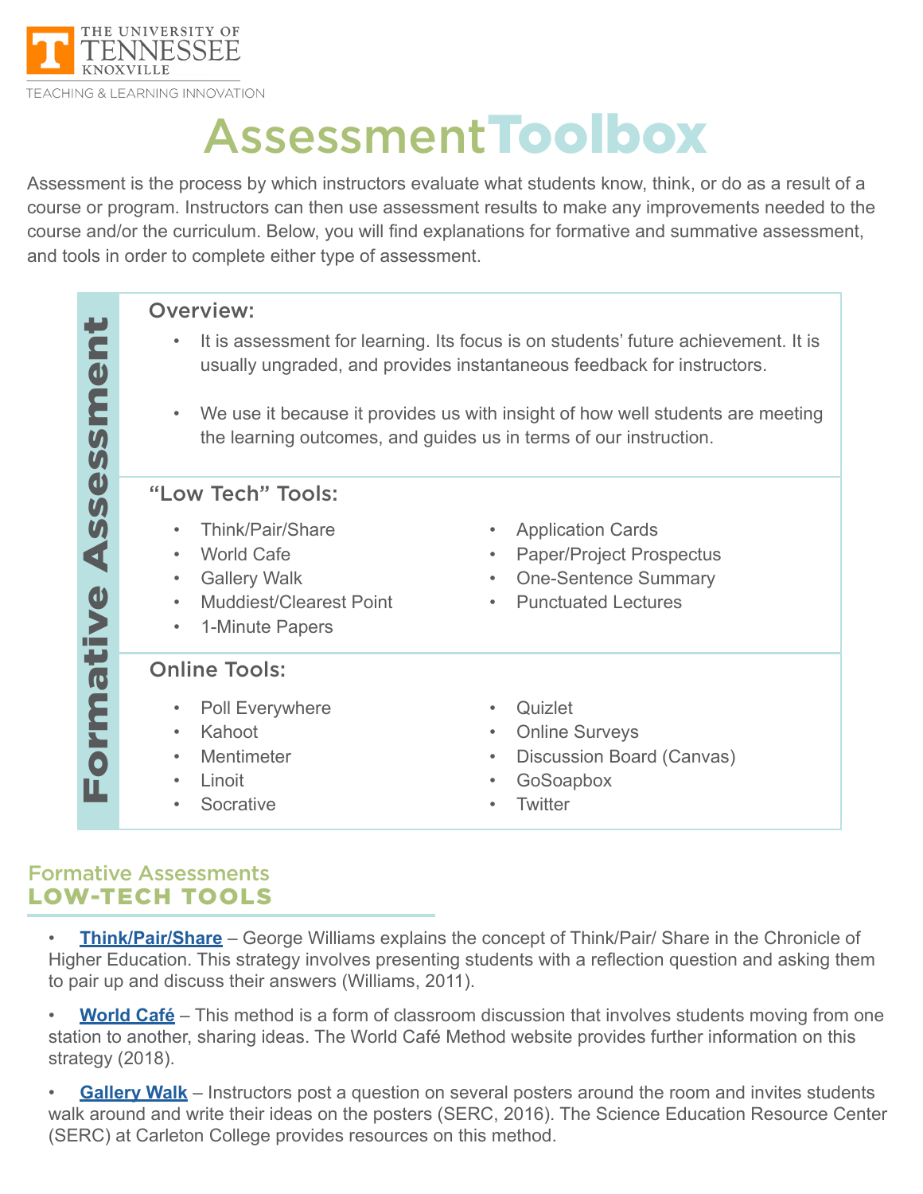THE UNIVERSITY OF TENNESSEE KNOXVILLE

TEACHING & LEARNING INNOVATION

# Assessment Toolbox

Assessment is the process by which instructors evaluate what students know, think, or do as a result of a course or program. Instructors can then use assessment results to make any improvements needed to the course and/or the curriculum. Below, you will find explanations for formative and summative assessment, and tools in order to complete either type of assessment.

## Formative Assessment

### Overview:

- It is assessment for learning. Its focus is on students' future achievement. It is usually ungraded, and provides instantaneous feedback for instructors.
- We use it because it provides us with insight of how well students are meeting the learning outcomes, and guides us in terms of our instruction.

### "Low Tech" Tools:

- Think/Pair/Share
- World Cafe
- Gallery Walk
- Muddiest/Clearest Point
- 1-Minute Papers
- Application Cards
- Paper/Project Prospectus
- One-Sentence Summary
- Punctuated Lectures

### Online Tools:

- Poll Everywhere
- Kahoot
- Mentimeter
- Linoit
- Socrative
- Quizlet
- Online Surveys
- Discussion Board (Canvas)
- GoSoapbox
- Twitter

## Formative Assessments LOW-TECH TOOLS

- **Think/Pair/Share** – George Williams explains the concept of Think/Pair/ Share in the Chronicle of Higher Education. This strategy involves presenting students with a reflection question and asking them to pair up and discuss their answers (Williams, 2011).
- **World Café** – This method is a form of classroom discussion that involves students moving from one station to another, sharing ideas. The World Café Method website provides further information on this strategy (2018).
- **Gallery Walk** – Instructors post a question on several posters around the room and invites students walk around and write their ideas on the posters (SERC, 2016). The Science Education Resource Center (SERC) at Carleton College provides resources on this method.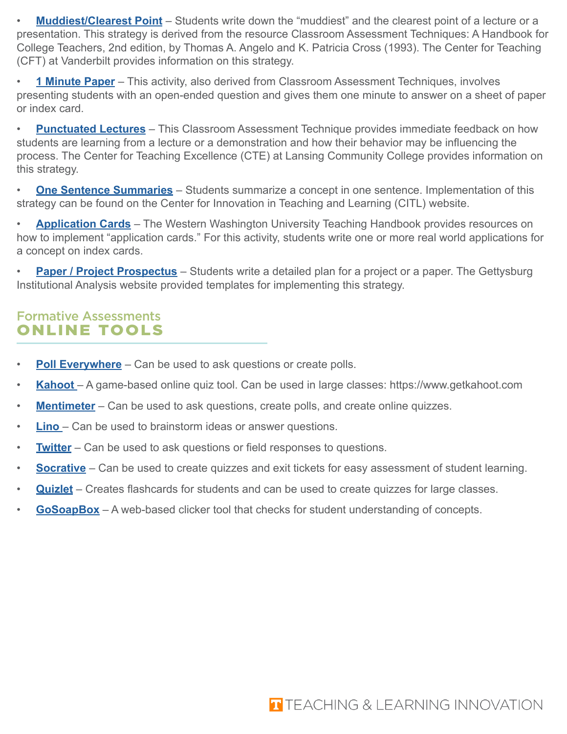- **Muddiest/Clearest Point** – Students write down the "muddiest" and the clearest point of a lecture or a presentation. This strategy is derived from the resource Classroom Assessment Techniques: A Handbook for College Teachers, 2nd edition, by Thomas A. Angelo and K. Patricia Cross (1993). The Center for Teaching (CFT) at Vanderbilt provides information on this strategy.
- **1 Minute Paper** – This activity, also derived from Classroom Assessment Techniques, involves presenting students with an open-ended question and gives them one minute to answer on a sheet of paper or index card.
- **Punctuated Lectures** – This Classroom Assessment Technique provides immediate feedback on how students are learning from a lecture or a demonstration and how their behavior may be influencing the process. The Center for Teaching Excellence (CTE) at Lansing Community College provides information on this strategy.
- **One Sentence Summaries** – Students summarize a concept in one sentence. Implementation of this strategy can be found on the Center for Innovation in Teaching and Learning (CITL) website.
- **Application Cards** – The Western Washington University Teaching Handbook provides resources on how to implement "application cards." For this activity, students write one or more real world applications for a concept on index cards.
- **Paper / Project Prospectus** – Students write a detailed plan for a project or a paper. The Gettysburg Institutional Analysis website provided templates for implementing this strategy.

## Formative Assessments ONLINE TOOLS

- **Poll Everywhere** – Can be used to ask questions or create polls.
- **Kahoot** – A game-based online quiz tool. Can be used in large classes: https://www.getkahoot.com
- **Mentimeter** – Can be used to ask questions, create polls, and create online quizzes.
- **Lino** – Can be used to brainstorm ideas or answer questions.
- **Twitter** – Can be used to ask questions or field responses to questions.
- **Socrative** – Can be used to create quizzes and exit tickets for easy assessment of student learning.
- **Quizlet** – Creates flashcards for students and can be used to create quizzes for large classes.
- **GoSoapBox** – A web-based clicker tool that checks for student understanding of concepts.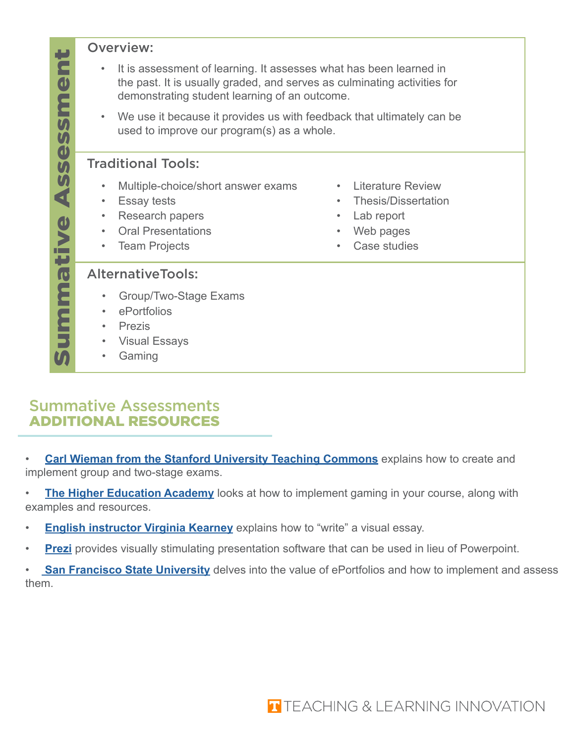# Summative Assessment

### Overview:

- It is assessment of learning. It assesses what has been learned in the past. It is usually graded, and serves as culminating activities for demonstrating student learning of an outcome.
- We use it because it provides us with feedback that ultimately can be used to improve our program(s) as a whole.

### Traditional Tools:

- Multiple-choice/short answer exams
- Essay tests
- Research papers
- Oral Presentations
- Team Projects
- Literature Review
- Thesis/Dissertation
- Lab report
- Web pages
- Case studies

### AlternativeTools:

- Group/Two-Stage Exams
- ePortfolios
- Prezis
- Visual Essays
- Gaming

## Summative Assessments
## ADDITIONAL RESOURCES

- **Carl Wieman from the Stanford University Teaching Commons** explains how to create and implement group and two-stage exams.
- **The Higher Education Academy** looks at how to implement gaming in your course, along with examples and resources.
- **English instructor Virginia Kearney** explains how to “write” a visual essay.
- **Prezi** provides visually stimulating presentation software that can be used in lieu of Powerpoint.
- **San Francisco State University** delves into the value of ePortfolios and how to implement and assess them.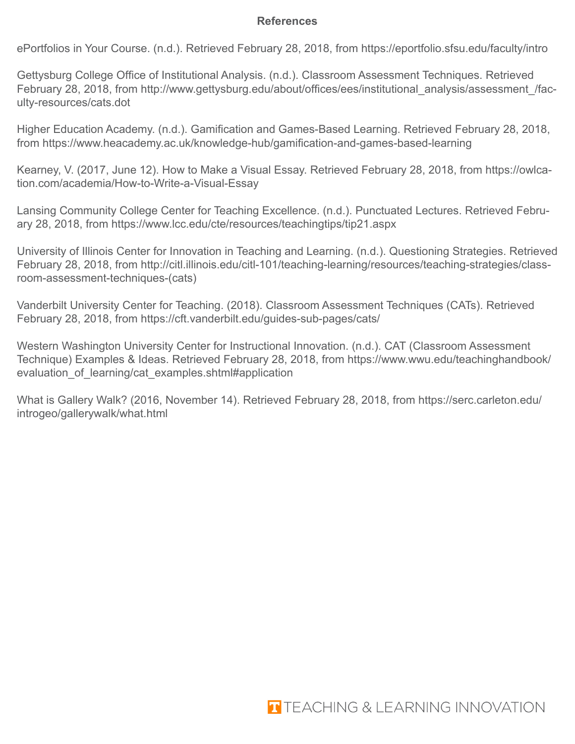## References

ePortfolios in Your Course. (n.d.). Retrieved February 28, 2018, from https://eportfolio.sfsu.edu/faculty/intro

Gettysburg College Office of Institutional Analysis. (n.d.). Classroom Assessment Techniques. Retrieved February 28, 2018, from http://www.gettysburg.edu/about/offices/ees/institutional_analysis/assessment_/faculty-resources/cats.dot

Higher Education Academy. (n.d.). Gamification and Games-Based Learning. Retrieved February 28, 2018, from https://www.heacademy.ac.uk/knowledge-hub/gamification-and-games-based-learning

Kearney, V. (2017, June 12). How to Make a Visual Essay. Retrieved February 28, 2018, from https://owlcation.com/academia/How-to-Write-a-Visual-Essay

Lansing Community College Center for Teaching Excellence. (n.d.). Punctuated Lectures. Retrieved February 28, 2018, from https://www.lcc.edu/cte/resources/teachingtips/tip21.aspx

University of Illinois Center for Innovation in Teaching and Learning. (n.d.). Questioning Strategies. Retrieved February 28, 2018, from http://citl.illinois.edu/citl-101/teaching-learning/resources/teaching-strategies/classroom-assessment-techniques-(cats)

Vanderbilt University Center for Teaching. (2018). Classroom Assessment Techniques (CATs). Retrieved February 28, 2018, from https://cft.vanderbilt.edu/guides-sub-pages/cats/

Western Washington University Center for Instructional Innovation. (n.d.). CAT (Classroom Assessment Technique) Examples & Ideas. Retrieved February 28, 2018, from https://www.wwu.edu/teachinghandbook/evaluation_of_learning/cat_examples.shtml#application

What is Gallery Walk? (2016, November 14). Retrieved February 28, 2018, from https://serc.carleton.edu/introgeo/gallerywalk/what.html